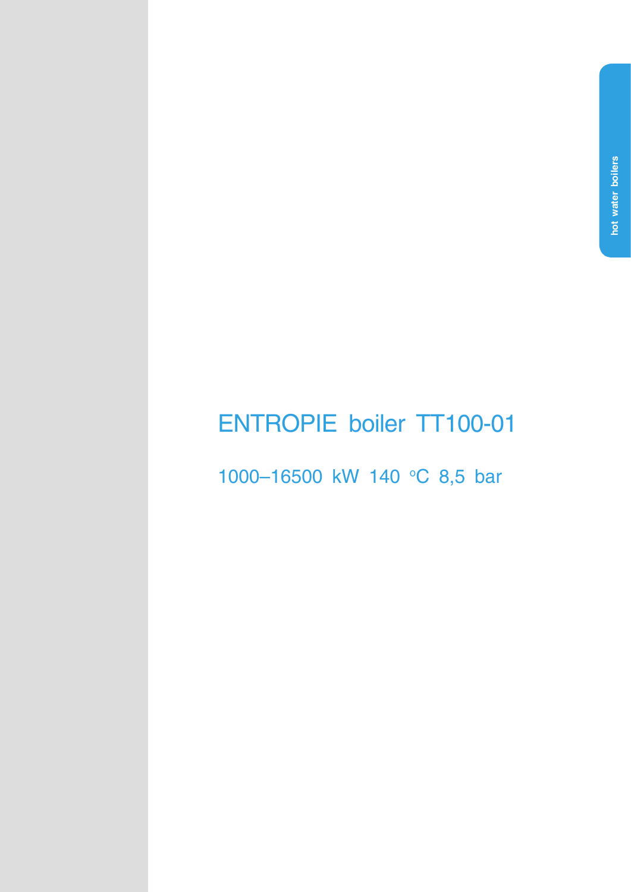hot water boilers

# ENTROPIE boiler TT100-01

1000–16500 kW 140 °C 8,5 bar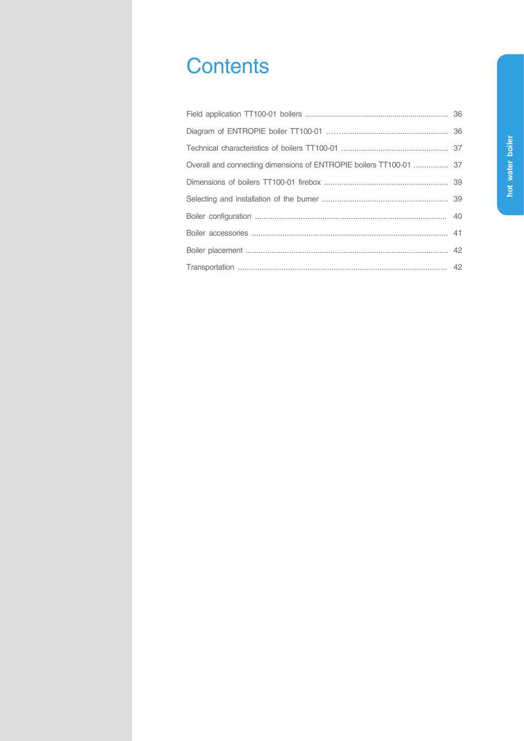# Contents

| | |
|---|---|
| Field application TT100-01 boilers | 36 |
| Diagram of ENTROPIE boiler TT100-01 | 36 |
| Technical characteristics of boilers TT100-01 | 37 |
| Overall and connecting dimensions of ENTROPIE boilers TT100-01 | 37 |
| Dimensions of boilers TT100-01 firebox | 39 |
| Selecting and installation of the burner | 39 |
| Boiler configuration | 40 |
| Boiler accessories | 41 |
| Boiler placement | 42 |
| Transportation | 42 |

hot water boiler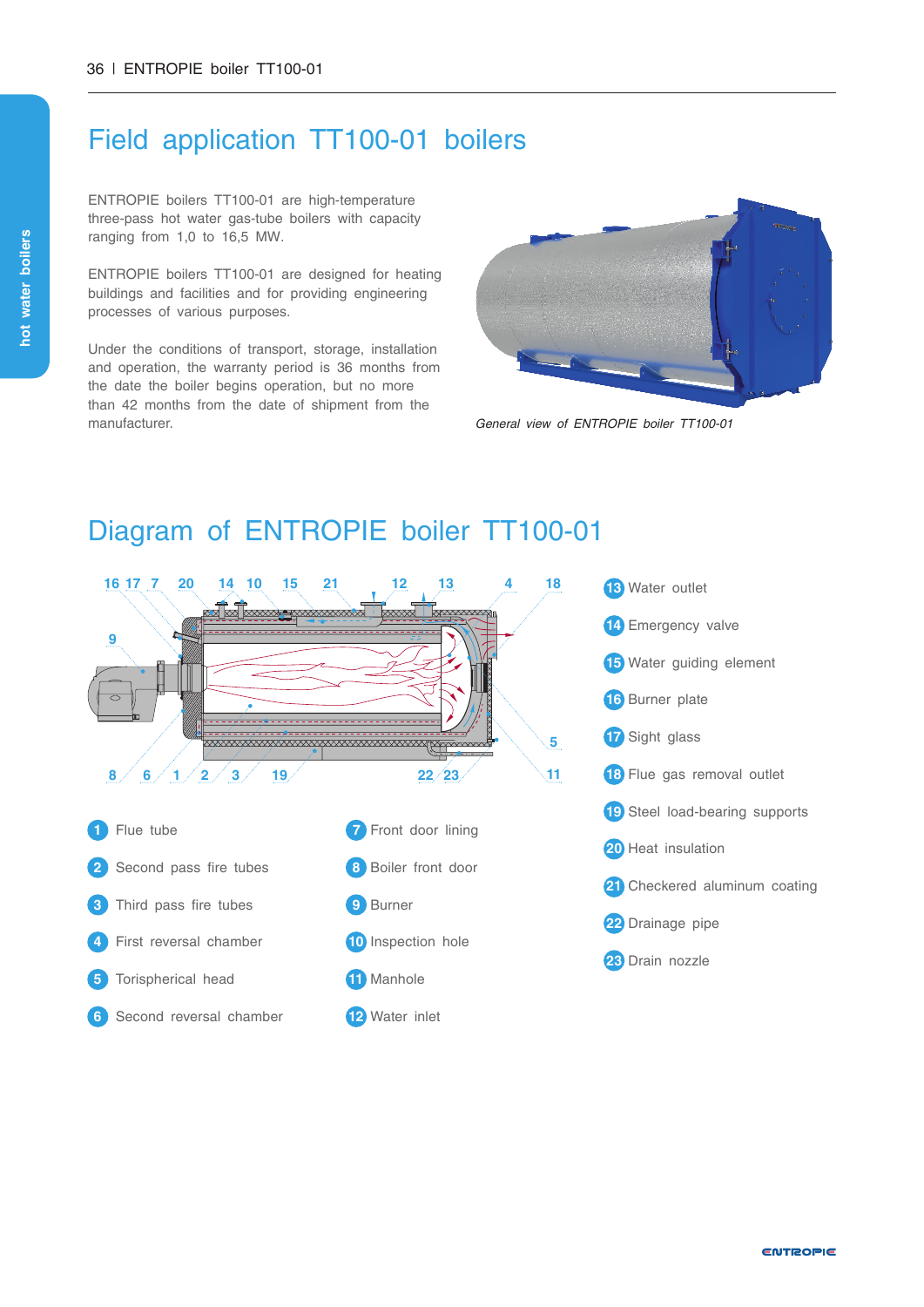# Field application TT100-01 boilers

ENTROPIE boilers TT100-01 are high-temperature three-pass hot water gas-tube boilers with capacity ranging from 1,0 to 16,5 MW.

ENTROPIE boilers TT100-01 are designed for heating buildings and facilities and for providing engineering processes of various purposes.

Under the conditions of transport, storage, installation and operation, the warranty period is 36 months from the date the boiler begins operation, but no more than 42 months from the date of shipment from the manufacturer.

*General view of ENTROPIE boiler TT100-01*

# Diagram of ENTROPIE boiler TT100-01

1. Flue tube
2. Second pass fire tubes
3. Third pass fire tubes
4. First reversal chamber
5. Torispherical head
6. Second reversal chamber
7. Front door lining
8. Boiler front door
9. Burner
10. Inspection hole
11. Manhole
12. Water inlet
13. Water outlet
14. Emergency valve
15. Water guiding element
16. Burner plate
17. Sight glass
18. Flue gas removal outlet
19. Steel load-bearing supports
20. Heat insulation
21. Checkered aluminum coating
22. Drainage pipe
23. Drain nozzle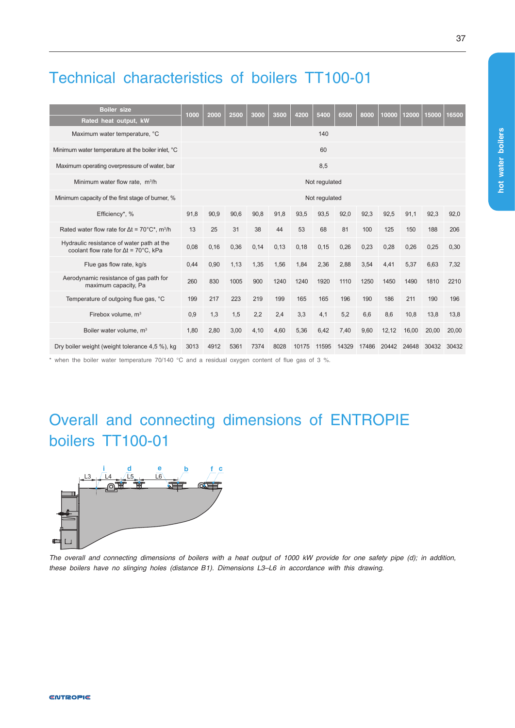# Technical characteristics of boilers TT100-01

| Boiler size / Rated heat output, kW | 1000 | 2000 | 2500 | 3000 | 3500 | 4200 | 5400 | 6500 | 8000 | 10000 | 12000 | 15000 | 16500 |
|---|---|---|---|---|---|---|---|---|---|---|---|---|---|
| Maximum water temperature, °C | 140 | | | | | | | | | | | | |
| Minimum water temperature at the boiler inlet, °C | 60 | | | | | | | | | | | | |
| Maximum operating overpressure of water, bar | 8,5 | | | | | | | | | | | | |
| Minimum water flow rate, m³/h | Not regulated | | | | | | | | | | | | |
| Minimum capacity of the first stage of burner, % | Not regulated | | | | | | | | | | | | |
| Efficiency*, % | 91,8 | 90,9 | 90,6 | 90,8 | 91,8 | 93,5 | 93,5 | 92,0 | 92,3 | 92,5 | 91,1 | 92,3 | 92,0 |
| Rated water flow rate for Δt = 70°C*, m³/h | 13 | 25 | 31 | 38 | 44 | 53 | 68 | 81 | 100 | 125 | 150 | 188 | 206 |
| Hydraulic resistance of water path at the coolant flow rate for Δt = 70°C, kPa | 0,08 | 0,16 | 0,36 | 0,14 | 0,13 | 0,18 | 0,15 | 0,26 | 0,23 | 0,28 | 0,26 | 0,25 | 0,30 |
| Flue gas flow rate, kg/s | 0,44 | 0,90 | 1,13 | 1,35 | 1,56 | 1,84 | 2,36 | 2,88 | 3,54 | 4,41 | 5,37 | 6,63 | 7,32 |
| Aerodynamic resistance of gas path for maximum capacity, Pa | 260 | 830 | 1005 | 900 | 1240 | 1240 | 1920 | 1110 | 1250 | 1450 | 1490 | 1810 | 2210 |
| Temperature of outgoing flue gas, °C | 199 | 217 | 223 | 219 | 199 | 165 | 165 | 196 | 190 | 186 | 211 | 190 | 196 |
| Firebox volume, m³ | 0,9 | 1,3 | 1,5 | 2,2 | 2,4 | 3,3 | 4,1 | 5,2 | 6,6 | 8,6 | 10,8 | 13,8 | 13,8 |
| Boiler water volume, m³ | 1,80 | 2,80 | 3,00 | 4,10 | 4,60 | 5,36 | 6,42 | 7,40 | 9,60 | 12,12 | 16,00 | 20,00 | 20,00 |
| Dry boiler weight (weight tolerance 4,5 %), kg | 3013 | 4912 | 5361 | 7374 | 8028 | 10175 | 11595 | 14329 | 17486 | 20442 | 24648 | 30432 | 30432 |

\* when the boiler water temperature 70/140 °C and a residual oxygen content of flue gas of 3 %.

# Overall and connecting dimensions of ENTROPIE boilers TT100-01

*The overall and connecting dimensions of boilers with a heat output of 1000 kW provide for one safety pipe (d); in addition, these boilers have no slinging holes (distance B1). Dimensions L3–L6 in accordance with this drawing.*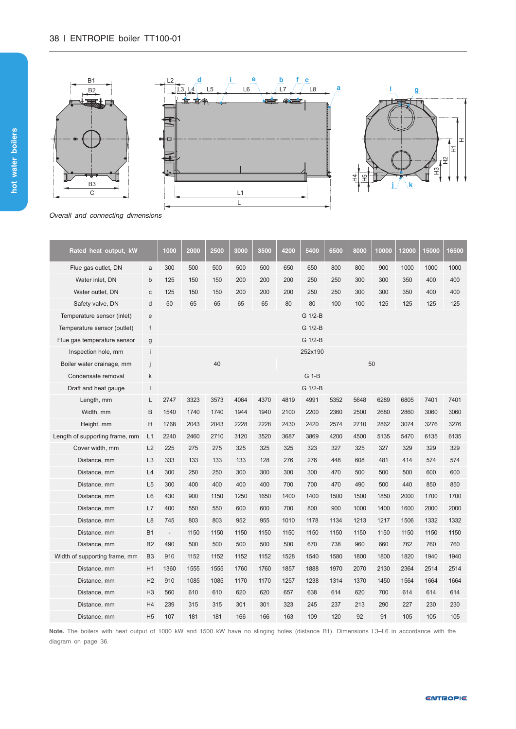Overall and connecting dimensions

| Rated heat output, kW | | 1000 | 2000 | 2500 | 3000 | 3500 | 4200 | 5400 | 6500 | 8000 | 10000 | 12000 | 15000 | 16500 |
|---|---|---|---|---|---|---|---|---|---|---|---|---|---|---|
| Flue gas outlet, DN | a | 300 | 500 | 500 | 500 | 500 | 650 | 650 | 800 | 800 | 900 | 1000 | 1000 | 1000 |
| Water inlet, DN | b | 125 | 150 | 150 | 200 | 200 | 200 | 250 | 250 | 300 | 300 | 350 | 400 | 400 |
| Water outlet, DN | c | 125 | 150 | 150 | 200 | 200 | 200 | 250 | 250 | 300 | 300 | 350 | 400 | 400 |
| Safety valve, DN | d | 50 | 65 | 65 | 65 | 65 | 80 | 80 | 100 | 100 | 125 | 125 | 125 | 125 |
| Temperature sensor (inlet) | e | G 1/2-B | | | | | | | | | | | | |
| Temperature sensor (outlet) | f | G 1/2-B | | | | | | | | | | | | |
| Flue gas temperature sensor | g | G 1/2-B | | | | | | | | | | | | |
| Inspection hole, mm | i | 252x190 | | | | | | | | | | | | |
| Boiler water drainage, mm | j | 40 | | | | | 50 | | | | | | | |
| Condensate removal | k | G 1-B | | | | | | | | | | | | |
| Draft and heat gauge | l | G 1/2-B | | | | | | | | | | | | |
| Length, mm | L | 2747 | 3323 | 3573 | 4064 | 4370 | 4819 | 4991 | 5352 | 5648 | 6289 | 6805 | 7401 | 7401 |
| Width, mm | B | 1540 | 1740 | 1740 | 1944 | 1940 | 2100 | 2200 | 2360 | 2500 | 2680 | 2860 | 3060 | 3060 |
| Height, mm | H | 1768 | 2043 | 2043 | 2228 | 2228 | 2430 | 2420 | 2574 | 2710 | 2862 | 3074 | 3276 | 3276 |
| Length of supporting frame, mm | L1 | 2240 | 2460 | 2710 | 3120 | 3520 | 3687 | 3869 | 4200 | 4500 | 5135 | 5470 | 6135 | 6135 |
| Cover width, mm | L2 | 225 | 275 | 275 | 325 | 325 | 325 | 323 | 327 | 325 | 327 | 329 | 329 | 329 |
| Distance, mm | L3 | 333 | 133 | 133 | 133 | 128 | 276 | 276 | 448 | 608 | 481 | 414 | 574 | 574 |
| Distance, mm | L4 | 300 | 250 | 250 | 300 | 300 | 300 | 300 | 470 | 500 | 500 | 500 | 600 | 600 |
| Distance, mm | L5 | 300 | 400 | 400 | 400 | 400 | 700 | 700 | 470 | 490 | 500 | 440 | 850 | 850 |
| Distance, mm | L6 | 430 | 900 | 1150 | 1250 | 1650 | 1400 | 1400 | 1500 | 1500 | 1850 | 2000 | 1700 | 1700 |
| Distance, mm | L7 | 400 | 550 | 550 | 600 | 600 | 700 | 800 | 900 | 1000 | 1400 | 1600 | 2000 | 2000 |
| Distance, mm | L8 | 745 | 803 | 803 | 952 | 955 | 1010 | 1178 | 1134 | 1213 | 1217 | 1506 | 1332 | 1332 |
| Distance, mm | B1 | - | 1150 | 1150 | 1150 | 1150 | 1150 | 1150 | 1150 | 1150 | 1150 | 1150 | 1150 | 1150 |
| Distance, mm | B2 | 490 | 500 | 500 | 500 | 500 | 500 | 670 | 738 | 960 | 660 | 762 | 760 | 760 |
| Width of supporting frame, mm | B3 | 910 | 1152 | 1152 | 1152 | 1152 | 1528 | 1540 | 1580 | 1800 | 1800 | 1820 | 1940 | 1940 |
| Distance, mm | H1 | 1360 | 1555 | 1555 | 1760 | 1760 | 1857 | 1888 | 1970 | 2070 | 2130 | 2364 | 2514 | 2514 |
| Distance, mm | H2 | 910 | 1085 | 1085 | 1170 | 1170 | 1257 | 1238 | 1314 | 1370 | 1450 | 1564 | 1664 | 1664 |
| Distance, mm | H3 | 560 | 610 | 610 | 620 | 620 | 657 | 638 | 614 | 620 | 700 | 614 | 614 | 614 |
| Distance, mm | H4 | 239 | 315 | 315 | 301 | 301 | 323 | 245 | 237 | 213 | 290 | 227 | 230 | 230 |
| Distance, mm | H5 | 107 | 181 | 181 | 166 | 166 | 163 | 109 | 120 | 92 | 91 | 105 | 105 | 105 |

**Note.** The boilers with heat output of 1000 kW and 1500 kW have no slinging holes (distance B1). Dimensions L3–L6 in accordance with the diagram on page 36.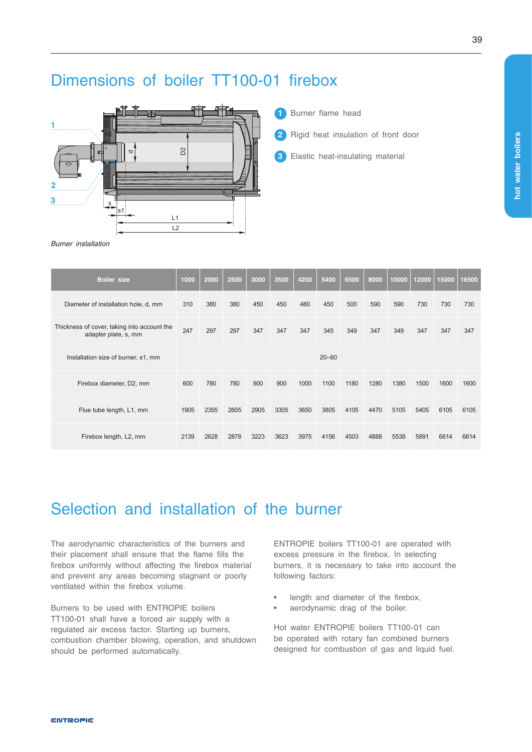# Dimensions of boiler TT100-01 firebox

1. Burner flame head
2. Rigid heat insulation of front door
3. Elastic heat-insulating material

*Burner installation*

| Boiler size | 1000 | 2000 | 2500 | 3000 | 3500 | 4200 | 5400 | 6500 | 8000 | 10000 | 12000 | 15000 | 16500 |
|---|---|---|---|---|---|---|---|---|---|---|---|---|---|
| Diameter of installation hole, d, mm | 310 | 380 | 380 | 450 | 450 | 480 | 450 | 500 | 590 | 590 | 730 | 730 | 730 |
| Thickness of cover, taking into account the adapter plate, s, mm | 247 | 297 | 297 | 347 | 347 | 347 | 345 | 349 | 347 | 349 | 347 | 347 | 347 |
| Installation size of burner, s1, mm | 20–60 | | | | | | | | | | | | |
| Firebox diameter, D2, mm | 600 | 780 | 780 | 900 | 900 | 1000 | 1100 | 1180 | 1280 | 1380 | 1500 | 1600 | 1600 |
| Flue tube length, L1, mm | 1905 | 2355 | 2605 | 2905 | 3305 | 3650 | 3805 | 4105 | 4470 | 5105 | 5405 | 6105 | 6105 |
| Firebox length, L2, mm | 2139 | 2628 | 2878 | 3223 | 3623 | 3975 | 4156 | 4503 | 4888 | 5538 | 5891 | 6614 | 6614 |

# Selection and installation of the burner

The aerodynamic characteristics of the burners and their placement shall ensure that the flame fills the firebox uniformly without affecting the firebox material and prevent any areas becoming stagnant or poorly ventilated within the firebox volume.

Burners to be used with ENTROPIE boilers TT100-01 shall have a forced air supply with a regulated air excess factor. Starting up burners, combustion chamber blowing, operation, and shutdown should be performed automatically.

ENTROPIE boilers TT100-01 are operated with excess pressure in the firebox. In selecting burners, it is necessary to take into account the following factors:

- length and diameter of the firebox,
- aerodynamic drag of the boiler.

Hot water ENTROPIE boilers TT100-01 can be operated with rotary fan combined burners designed for combustion of gas and liquid fuel.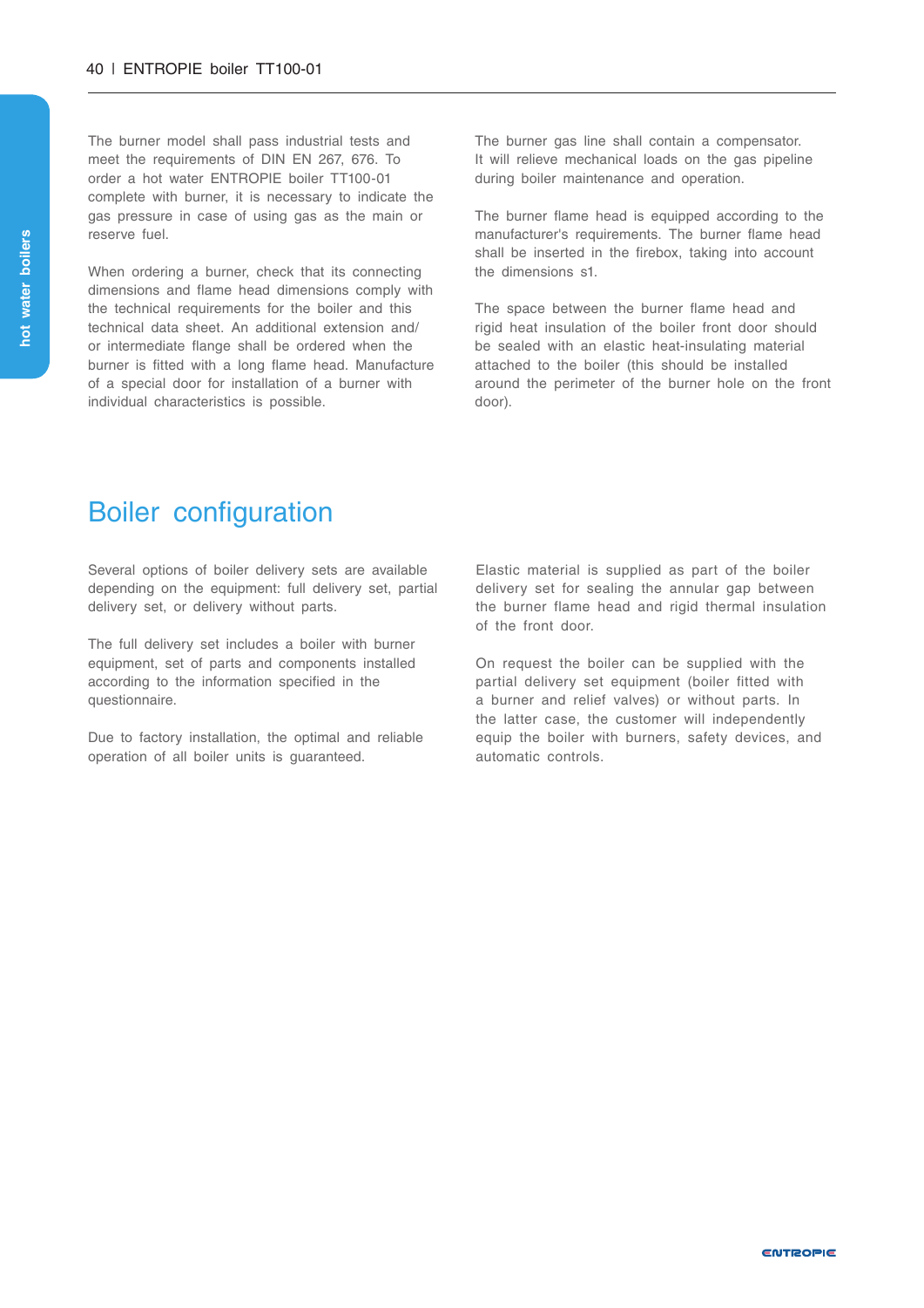The burner model shall pass industrial tests and meet the requirements of DIN EN 267, 676. To order a hot water ENTROPIE boiler TT100-01 complete with burner, it is necessary to indicate the gas pressure in case of using gas as the main or reserve fuel.

When ordering a burner, check that its connecting dimensions and flame head dimensions comply with the technical requirements for the boiler and this technical data sheet. An additional extension and/or intermediate flange shall be ordered when the burner is fitted with a long flame head. Manufacture of a special door for installation of a burner with individual characteristics is possible.

The burner gas line shall contain a compensator. It will relieve mechanical loads on the gas pipeline during boiler maintenance and operation.

The burner flame head is equipped according to the manufacturer's requirements. The burner flame head shall be inserted in the firebox, taking into account the dimensions s1.

The space between the burner flame head and rigid heat insulation of the boiler front door should be sealed with an elastic heat-insulating material attached to the boiler (this should be installed around the perimeter of the burner hole on the front door).

# Boiler configuration

Several options of boiler delivery sets are available depending on the equipment: full delivery set, partial delivery set, or delivery without parts.

The full delivery set includes a boiler with burner equipment, set of parts and components installed according to the information specified in the questionnaire.

Due to factory installation, the optimal and reliable operation of all boiler units is guaranteed.

Elastic material is supplied as part of the boiler delivery set for sealing the annular gap between the burner flame head and rigid thermal insulation of the front door.

On request the boiler can be supplied with the partial delivery set equipment (boiler fitted with a burner and relief valves) or without parts. In the latter case, the customer will independently equip the boiler with burners, safety devices, and automatic controls.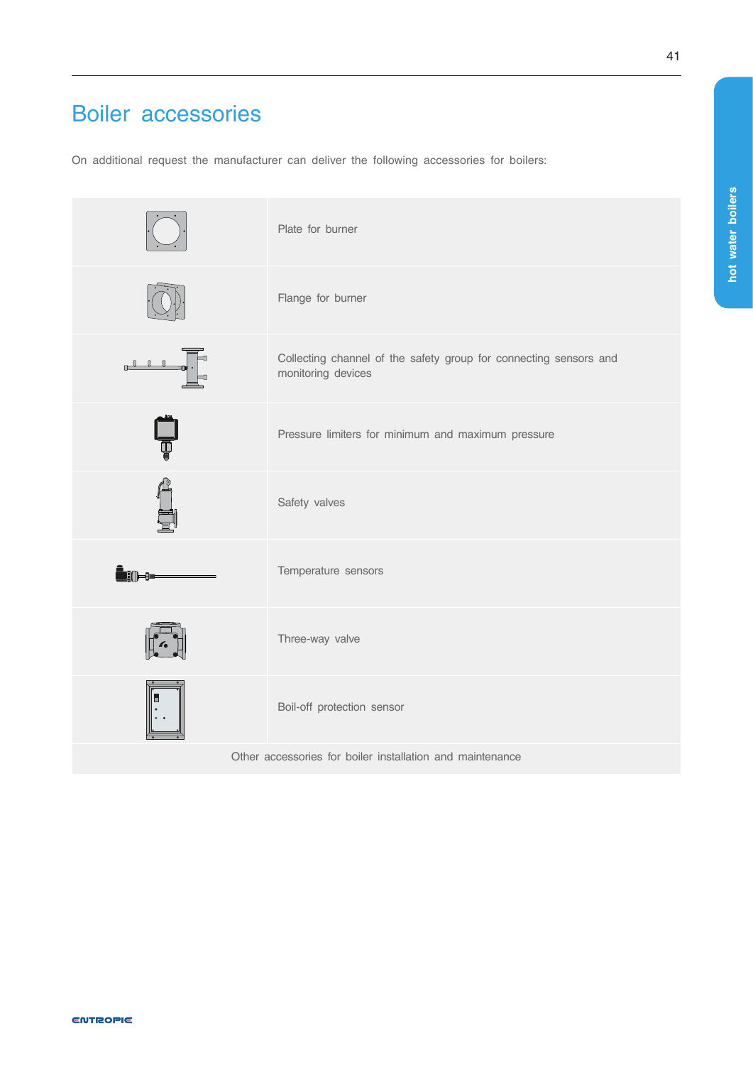# Boiler accessories

On additional request the manufacturer can deliver the following accessories for boilers:

| | |
|---|---|
| | Plate for burner |
| | Flange for burner |
| | Collecting channel of the safety group for connecting sensors and monitoring devices |
| | Pressure limiters for minimum and maximum pressure |
| | Safety valves |
| | Temperature sensors |
| | Three-way valve |
| | Boil-off protection sensor |
| Other accessories for boiler installation and maintenance | |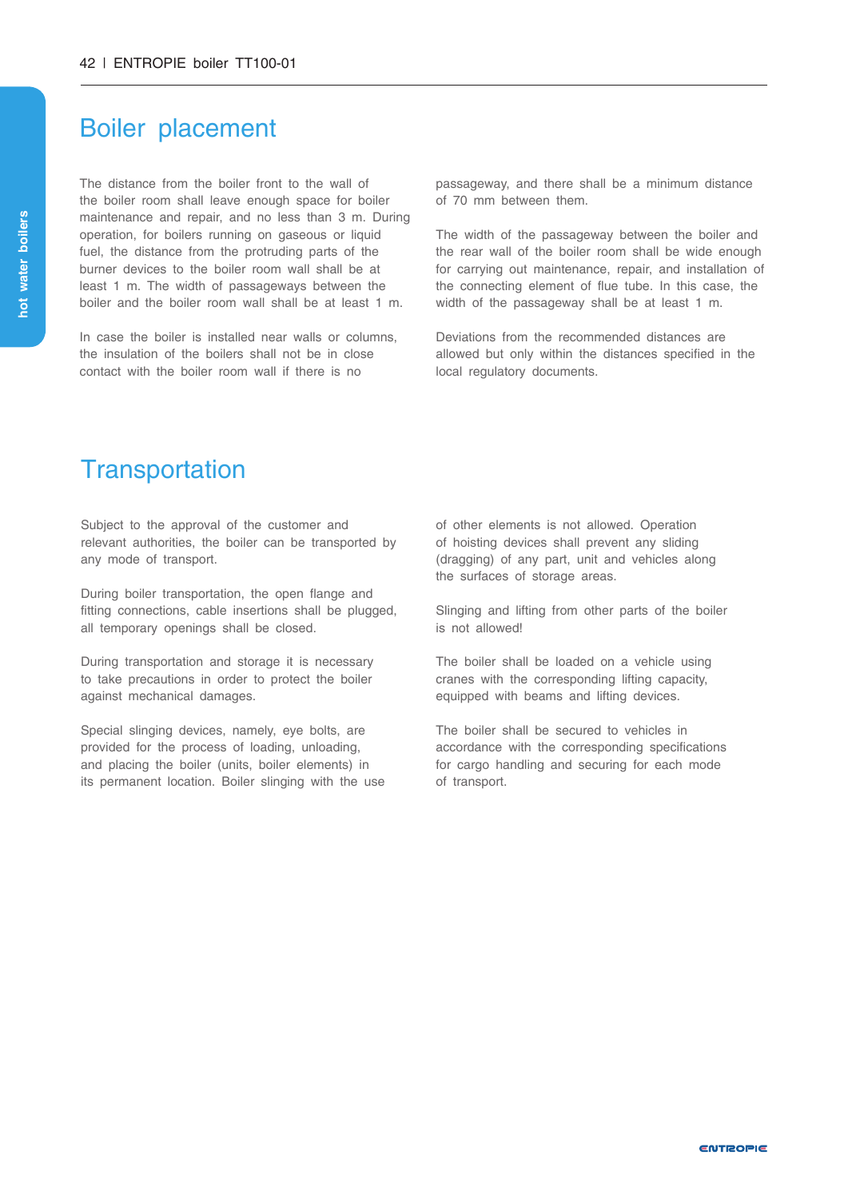# Boiler placement

The distance from the boiler front to the wall of the boiler room shall leave enough space for boiler maintenance and repair, and no less than 3 m. During operation, for boilers running on gaseous or liquid fuel, the distance from the protruding parts of the burner devices to the boiler room wall shall be at least 1 m. The width of passageways between the boiler and the boiler room wall shall be at least 1 m.

In case the boiler is installed near walls or columns, the insulation of the boilers shall not be in close contact with the boiler room wall if there is no passageway, and there shall be a minimum distance of 70 mm between them.

The width of the passageway between the boiler and the rear wall of the boiler room shall be wide enough for carrying out maintenance, repair, and installation of the connecting element of flue tube. In this case, the width of the passageway shall be at least 1 m.

Deviations from the recommended distances are allowed but only within the distances specified in the local regulatory documents.

# Transportation

Subject to the approval of the customer and relevant authorities, the boiler can be transported by any mode of transport.

During boiler transportation, the open flange and fitting connections, cable insertions shall be plugged, all temporary openings shall be closed.

During transportation and storage it is necessary to take precautions in order to protect the boiler against mechanical damages.

Special slinging devices, namely, eye bolts, are provided for the process of loading, unloading, and placing the boiler (units, boiler elements) in its permanent location. Boiler slinging with the use of other elements is not allowed. Operation of hoisting devices shall prevent any sliding (dragging) of any part, unit and vehicles along the surfaces of storage areas.

Slinging and lifting from other parts of the boiler is not allowed!

The boiler shall be loaded on a vehicle using cranes with the corresponding lifting capacity, equipped with beams and lifting devices.

The boiler shall be secured to vehicles in accordance with the corresponding specifications for cargo handling and securing for each mode of transport.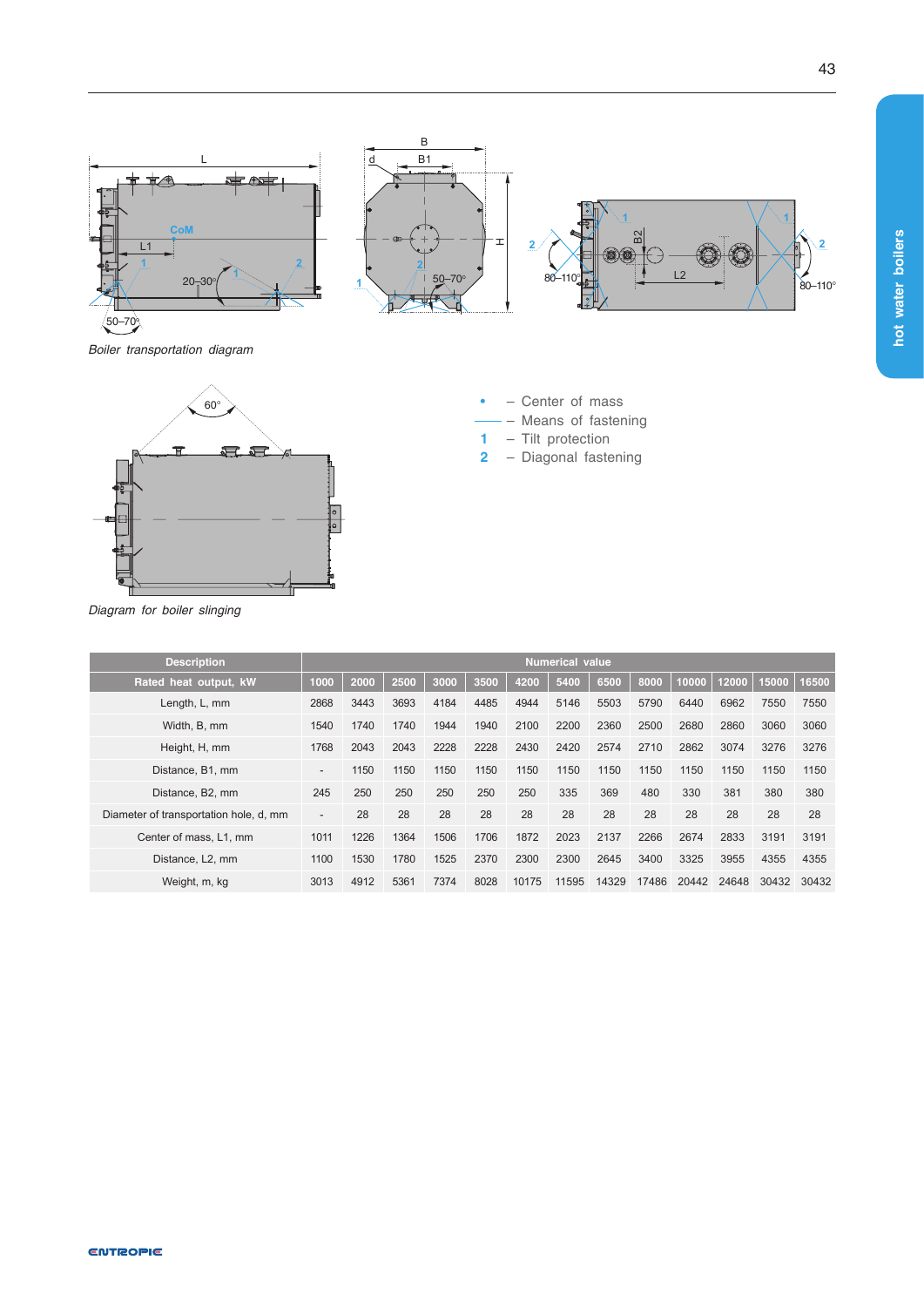L

B

d

B1

H

CoM

L1

1

2

20–30°

50–70°

1

2

50–70°

1

2

B2

L2

1

2

80–110°

80–110°

*Boiler transportation diagram*

60°

*Diagram for boiler slinging*

- • – Center of mass
- —— – Means of fastening
- 1 – Tilt protection
- 2 – Diagonal fastening

| Description | Numerical value | | | | | | | | | | | | |
|---|---|---|---|---|---|---|---|---|---|---|---|---|---|
| **Rated heat output, kW** | **1000** | **2000** | **2500** | **3000** | **3500** | **4200** | **5400** | **6500** | **8000** | **10000** | **12000** | **15000** | **16500** |
| Length, L, mm | 2868 | 3443 | 3693 | 4184 | 4485 | 4944 | 5146 | 5503 | 5790 | 6440 | 6962 | 7550 | 7550 |
| Width, B, mm | 1540 | 1740 | 1740 | 1944 | 1940 | 2100 | 2200 | 2360 | 2500 | 2680 | 2860 | 3060 | 3060 |
| Height, H, mm | 1768 | 2043 | 2043 | 2228 | 2228 | 2430 | 2420 | 2574 | 2710 | 2862 | 3074 | 3276 | 3276 |
| Distance, B1, mm | - | 1150 | 1150 | 1150 | 1150 | 1150 | 1150 | 1150 | 1150 | 1150 | 1150 | 1150 | 1150 |
| Distance, B2, mm | 245 | 250 | 250 | 250 | 250 | 250 | 335 | 369 | 480 | 330 | 381 | 380 | 380 |
| Diameter of transportation hole, d, mm | - | 28 | 28 | 28 | 28 | 28 | 28 | 28 | 28 | 28 | 28 | 28 | 28 |
| Center of mass, L1, mm | 1011 | 1226 | 1364 | 1506 | 1706 | 1872 | 2023 | 2137 | 2266 | 2674 | 2833 | 3191 | 3191 |
| Distance, L2, mm | 1100 | 1530 | 1780 | 1525 | 2370 | 2300 | 2300 | 2645 | 3400 | 3325 | 3955 | 4355 | 4355 |
| Weight, m, kg | 3013 | 4912 | 5361 | 7374 | 8028 | 10175 | 11595 | 14329 | 17486 | 20442 | 24648 | 30432 | 30432 |